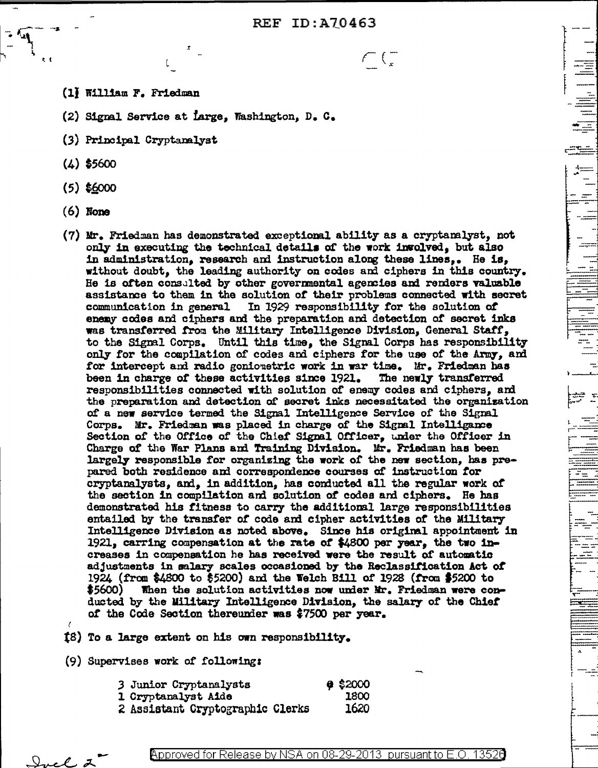REF ID:A70463

(1) William F. Friedman

(2) Signal Service at Large, Washington, D. C.

(3) Principal Cryptanalyst

(4) $5600

(5) $6000

(6) None

(7) Mr. Friedman has demonstrated exceptional ability as a cryptanalyst, not only in executing the technical details of the work involved, but also in administration, research and instruction along these lines,. He is, without doubt, the leading authority on codes and ciphers in this country. He is often consulted by other governmental agencies and renders valuable assistance to them in the solution of their problems connected with secret communication in general In 1929 responsibility for the solution of enemy codes and ciphers and the preparation and detection of secret inks was transferred from the Military Intelligence Division, General Staff, to the Signal Corps. Until this time, the Signal Corps has responsibility only for the compilation of codes and ciphers for the use of the Army, and for intercept and radio goniometric work in war time. Mr. Friedman has been in charge of these activities since 1921. The newly transferred responsibilities connected with solution of enemy codes and ciphers, and the preparation and detection of secret inks necessitated the organization of a new service termed the Signal Intelligence Service of the Signal Corps. Mr. Friedman was placed in charge of the Signal Intelligance Section of the Office of the Chief Signal Officer, under the Officer in Charge of the War Plans and Training Division. Mr. Friedman has been largely responsible for organizing the work of the new section, has prepared both residence and correspondence courses of instruction for cryptanalysts, and, in addition, has conducted all the regular work of the section in compilation and solution of codes and ciphers. He has demonstrated his fitness to carry the additional large responsibilities entailed by the transfer of code and cipher activities of the Military Intelligence Division as noted above. Since his original appointment in 1921, carring compensation at the rate of $4800 per year, the two increases in compensation he has received were the result of automatic adjustments in salary scales occasioned by the Reclassification Act of 1924 (from $4800 to $5200) and the Welch Bill of 1928 (from $5200 to $5600) When the solution activities now under Mr. Friedman were conducted by the Military Intelligence Division, the salary of the Chief of the Code Section thereunder was $7500 per year.

(8) To a large extent on his own responsibility.

(9) Supervises work of following:

| | |
|---|---|
| 3 Junior Cryptanalysts | @ $2000 |
| 1 Cryptanalyst Aide | 1800 |
| 2 Assistant Cryptographic Clerks | 1620 |

Incl 2

Approved for Release by NSA on 08-29-2013 pursuant to E.O. 13526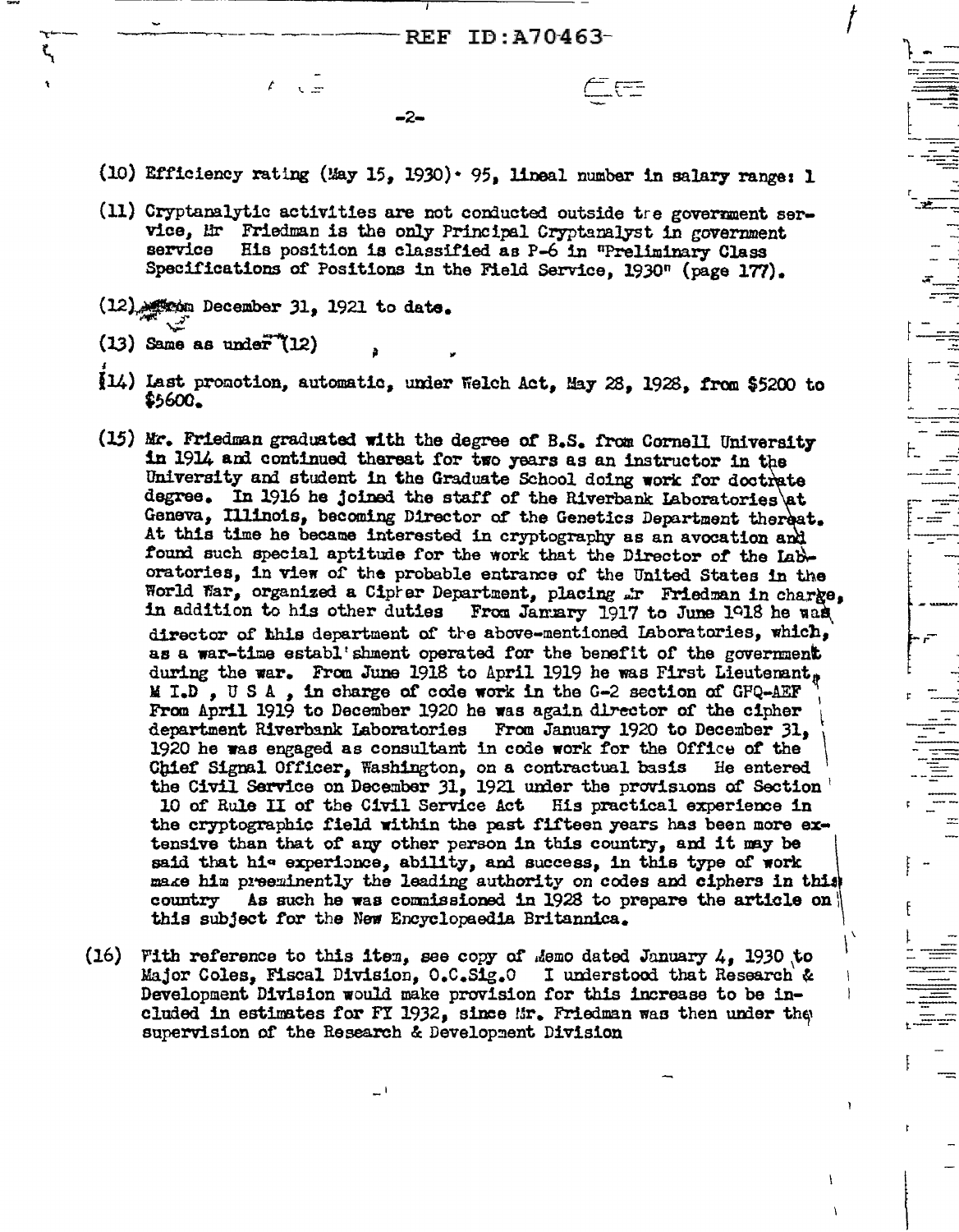(10) Efficiency rating (May 15, 1930) · 95, lineal number in salary range: 1

(11) Cryptanalytic activities are not conducted outside tre government service, Mr Friedman is the only Principal Cryptanalyst in government service His position is classified as P-6 in "Preliminary Class Specifications of Positions in the Field Service, 1930" (page 177).

(12) From December 31, 1921 to date.

(13) Same as under (12)

(14) Last promotion, automatic, under Welch Act, May 28, 1928, from $5200 to $5600.

(15) Mr. Friedman graduated with the degree of B.S. from Cornell University in 1914 and continued thereat for two years as an instructor in the University and student in the Graduate School doing work for doctrate degree. In 1916 he joined the staff of the Riverbank Laboratories at Geneva, Illinois, becoming Director of the Genetics Department thereat. At this time he became interested in cryptography as an avocation and found such special aptitude for the work that the Director of the Laboratories, in view of the probable entrance of the United States in the World War, organized a Cipher Department, placing Mr Friedman in charge, in addition to his other duties From January 1917 to June 1918 he was director of this department of the above-mentioned Laboratories, which, as a war-time establishment operated for the benefit of the government during the war. From June 1918 to April 1919 he was First Lieutenant, M I.D , U S A , in charge of code work in the G-2 section of GHQ-AEF From April 1919 to December 1920 he was again director of the cipher department Riverbank Laboratories From January 1920 to December 31, 1920 he was engaged as consultant in code work for the Office of the Chief Signal Officer, Washington, on a contractual basis He entered the Civil Service on December 31, 1921 under the provisions of Section 10 of Rule II of the Civil Service Act His practical experience in the cryptographic field within the past fifteen years has been more extensive than that of any other person in this country, and it may be said that his experience, ability, and success, in this type of work make him preeminently the leading authority on codes and ciphers in this country As such he was commissioned in 1928 to prepare the article on this subject for the New Encyclopaedia Britannica.

(16) With reference to this item, see copy of Memo dated January 4, 1930 to Major Coles, Fiscal Division, O.C.Sig.O I understood that Research & Development Division would make provision for this increase to be included in estimates for FY 1932, since Mr. Friedman was then under the supervision of the Research & Development Division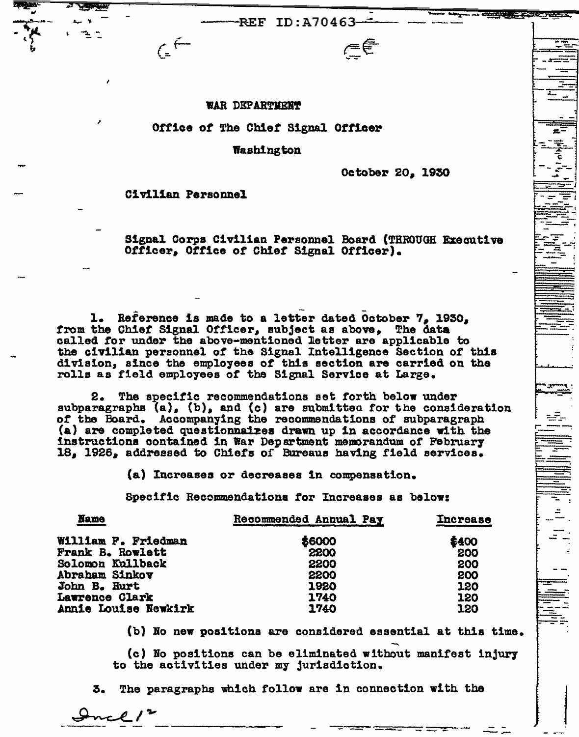REF ID:A70463

WAR DEPARTMENT

Office of The Chief Signal Officer

Washington

October 20, 1930

Civilian Personnel

Signal Corps Civilian Personnel Board (THROUGH Executive Officer, Office of Chief Signal Officer).

1. Reference is made to a letter dated October 7, 1930, from the Chief Signal Officer, subject as above, The data called for under the above-mentioned letter are applicable to the civilian personnel of the Signal Intelligence Section of this division, since the employees of this section are carried on the rolls as field employees of the Signal Service at Large.

2. The specific recommendations set forth below under subparagraphs (a), (b), and (c) are submitted for the consideration of the Board. Accompanying the recommendations of subparagraph (a) are completed questionnaires drawn up in accordance with the instructions contained in War Department memorandum of February 18, 1926, addressed to Chiefs of Bureaus having field services.

(a) Increases or decreases in compensation.

Specific Recommendations for Increases as below:

| Name | Recommended Annual Pay | Increase |
|---|---|---|
| William F. Friedman | $6000 | $400 |
| Frank B. Rowlett | 2200 | 200 |
| Solomon Kullback | 2200 | 200 |
| Abraham Sinkov | 2200 | 200 |
| John B. Hurt | 1920 | 120 |
| Lawrence Clark | 1740 | 120 |
| Annie Louise Newkirk | 1740 | 120 |

(b) No new positions are considered essential at this time.

(c) No positions can be eliminated without manifest injury to the activities under my jurisdiction.

3. The paragraphs which follow are in connection with the

Incl 12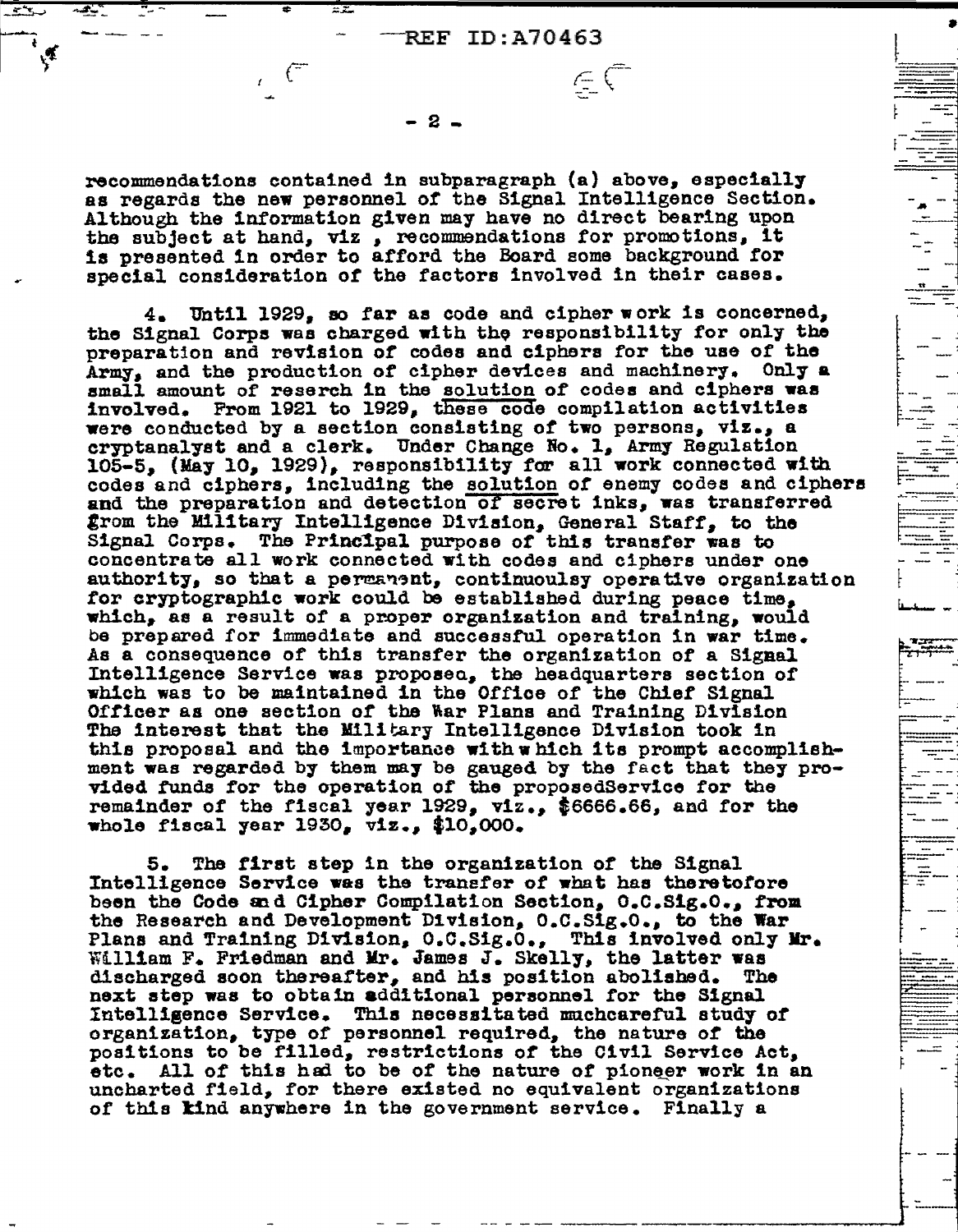recommendations contained in subparagraph (a) above, especially as regards the new personnel of the Signal Intelligence Section. Although the information given may have no direct bearing upon the subject at hand, viz , recommendations for promotions, it is presented in order to afford the Board some background for special consideration of the factors involved in their cases.

4. Until 1929, so far as code and cipher work is concerned, the Signal Corps was charged with the responsibility for only the preparation and revision of codes and ciphers for the use of the Army, and the production of cipher devices and machinery. Only a small amount of reserch in the solution of codes and ciphers was involved. From 1921 to 1929, these code compilation activities were conducted by a section consisting of two persons, viz., a cryptanalyst and a clerk. Under Change No. 1, Army Regulation 105-5, (May 10, 1929), responsibility for all work connected with codes and ciphers, including the solution of enemy codes and ciphers and the preparation and detection of secret inks, was transferred from the Military Intelligence Division, General Staff, to the Signal Corps. The Principal purpose of this transfer was to concentrate all work connected with codes and ciphers under one authority, so that a permanent, continuoulsy operative organization for cryptographic work could be established during peace time, which, as a result of a proper organization and training, would be prepared for immediate and successful operation in war time. As a consequence of this transfer the organization of a Signal Intelligence Service was proposed, the headquarters section of which was to be maintained in the Office of the Chief Signal Officer as one section of the War Plans and Training Division The interest that the Military Intelligence Division took in this proposal and the importance with which its prompt accomplishment was regarded by them may be gauged by the fact that they provided funds for the operation of the proposedService for the remainder of the fiscal year 1929, viz., $6666.66, and for the whole fiscal year 1930, viz., $10,000.

5. The first step in the organization of the Signal Intelligence Service was the transfer of what has theretofore been the Code and Cipher Compilation Section, O.C.Sig.O., from the Research and Development Division, O.C.Sig.O., to the War Plans and Training Division, O.C.Sig.O., This involved only Mr. William F. Friedman and Mr. James J. Skelly, the latter was discharged soon thereafter, and his position abolished. The next step was to obtain additional personnel for the Signal Intelligence Service. This necessitated muchcareful study of organization, type of personnel required, the nature of the positions to be filled, restrictions of the Civil Service Act, etc. All of this had to be of the nature of pioneer work in an uncharted field, for there existed no equivalent organizations of this kind anywhere in the government service. Finally a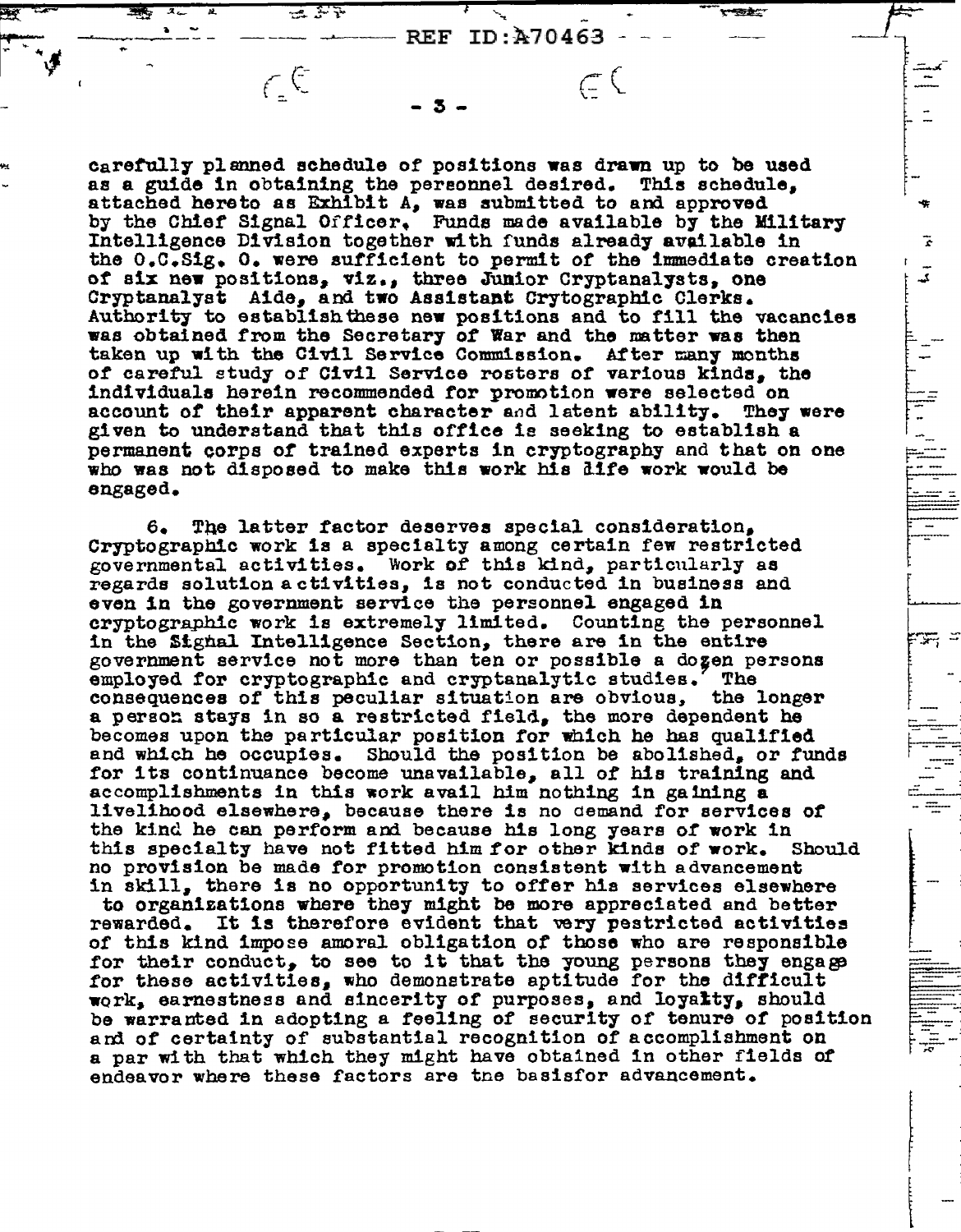carefully planned schedule of positions was drawn up to be used as a guide in obtaining the personnel desired. This schedule, attached hereto as Exhibit A, was submitted to and approved by the Chief Signal Officer. Funds made available by the Military Intelligence Division together with funds already available in the O.C.Sig. O. were sufficient to permit of the immediate creation of six new positions, viz., three Junior Cryptanalysts, one Cryptanalyst Aide, and two Assistant Crytographic Clerks. Authority to establish these new positions and to fill the vacancies was obtained from the Secretary of War and the matter was then taken up with the Civil Service Commission. After many months of careful study of Civil Service rosters of various kinds, the individuals herein recommended for promotion were selected on account of their apparent character and latent ability. They were given to understand that this office is seeking to establish a permanent corps of trained experts in cryptography and that on one who was not disposed to make this work his life work would be engaged.

6. The latter factor deserves special consideration, Cryptographic work is a specialty among certain few restricted governmental activities. Work of this kind, particularly as regards solution activities, is not conducted in business and even in the government service the personnel engaged in cryptographic work is extremely limited. Counting the personnel in the Signal Intelligence Section, there are in the entire government service not more than ten or possible a dozen persons employed for cryptographic and cryptanalytic studies. The consequences of this peculiar situation are obvious, the longer a person stays in so a restricted field, the more dependent he becomes upon the particular position for which he has qualified and which he occupies. Should the position be abolished, or funds for its continuance become unavailable, all of his training and accomplishments in this work avail him nothing in gaining a livelihood elsewhere, because there is no demand for services of the kind he can perform and because his long years of work in this specialty have not fitted him for other kinds of work. Should no provision be made for promotion consistent with advancement in skill, there is no opportunity to offer his services elsewhere to organizations where they might be more appreciated and better rewarded. It is therefore evident that very restricted activities of this kind impose amoral obligation of those who are responsible for their conduct, to see to it that the young persons they engage for these activities, who demonstrate aptitude for the difficult work, earnestness and sincerity of purposes, and loyalty, should be warranted in adopting a feeling of security of tenure of position and of certainty of substantial recognition of accomplishment on a par with that which they might have obtained in other fields of endeavor where these factors are the basisfor advancement.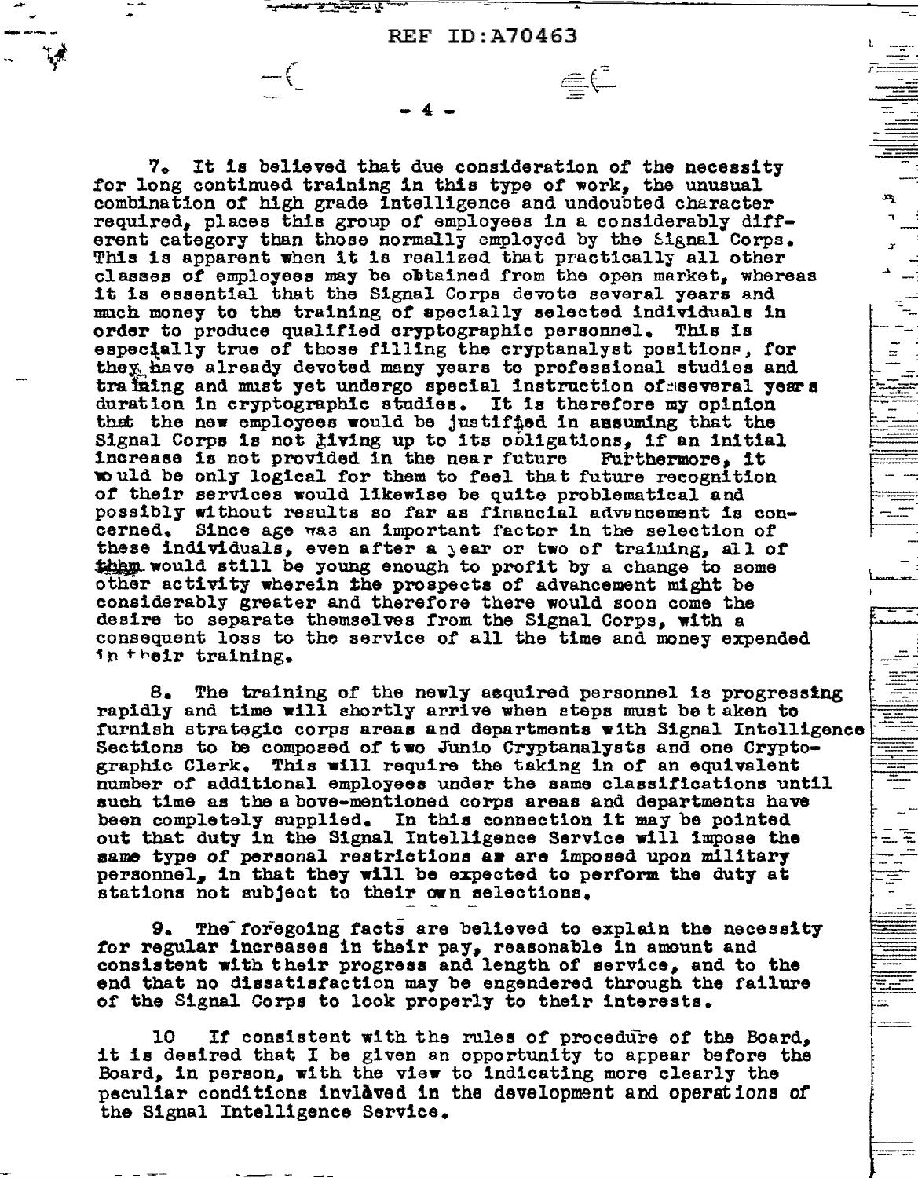7. It is believed that due consideration of the necessity for long continued training in this type of work, the unusual combination of high grade intelligence and undoubted character required, places this group of employees in a considerably different category than those normally employed by the Signal Corps. This is apparent when it is realized that practically all other classes of employees may be obtained from the open market, whereas it is essential that the Signal Corps devote several years and much money to the training of specially selected individuals in order to produce qualified cryptographic personnel. This is especially true of those filling the cryptanalyst positions, for they have already devoted many years to professional studies and training and must yet undergo special instruction of several years duration in cryptographic studies. It is therefore my opinion that the new employees would be justified in assuming that the Signal Corps is not living up to its obligations, if an initial increase is not provided in the near future Furthermore, it would be only logical for them to feel that future recognition of their services would likewise be quite problematical and possibly without results so far as financial advancement is concerned. Since age was an important factor in the selection of these individuals, even after a year or two of training, all of them would still be young enough to profit by a change to some other activity wherein the prospects of advancement might be considerably greater and therefore there would soon come the desire to separate themselves from the Signal Corps, with a consequent loss to the service of all the time and money expended in their training.

8. The training of the newly asquired personnel is progressing rapidly and time will shortly arrive when steps must be taken to furnish strategic corps areas and departments with Signal Intelligence Sections to be composed of two Junio Cryptanalysts and one Cryptographic Clerk. This will require the taking in of an equivalent number of additional employees under the same classifications until such time as the above-mentioned corps areas and departments have been completely supplied. In this connection it may be pointed out that duty in the Signal Intelligence Service will impose the same type of personal restrictions as are imposed upon military personnel, in that they will be expected to perform the duty at stations not subject to their own selections.

9. The foregoing facts are believed to explain the necessity for regular increases in their pay, reasonable in amount and consistent with their progress and length of service, and to the end that no dissatisfaction may be engendered through the failure of the Signal Corps to look properly to their interests.

10 If consistent with the rules of procedure of the Board, it is desired that I be given an opportunity to appear before the Board, in person, with the view to indicating more clearly the peculiar conditions invlàved in the development and operations of the Signal Intelligence Service.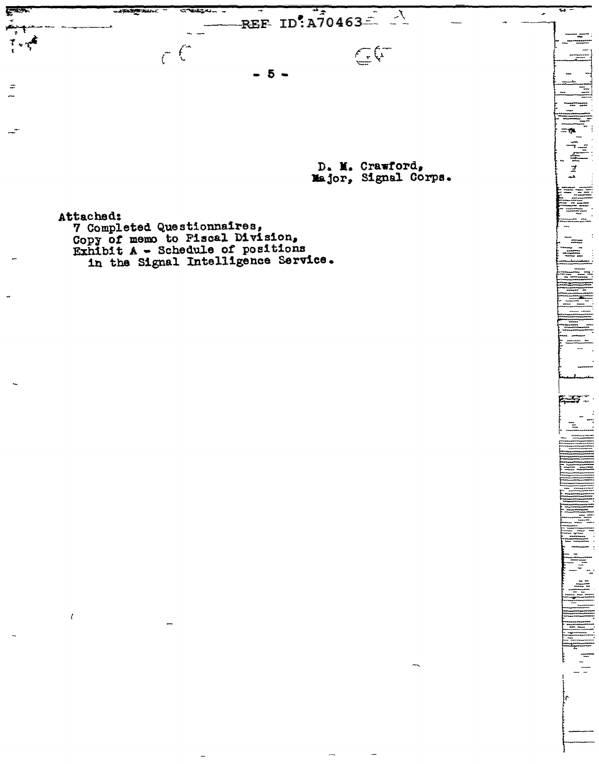D. M. Crawford,
Major, Signal Corps.

Attached:
7 Completed Questionnaires,
Copy of memo to Fiscal Division,
Exhibit A - Schedule of positions
in the Signal Intelligence Service.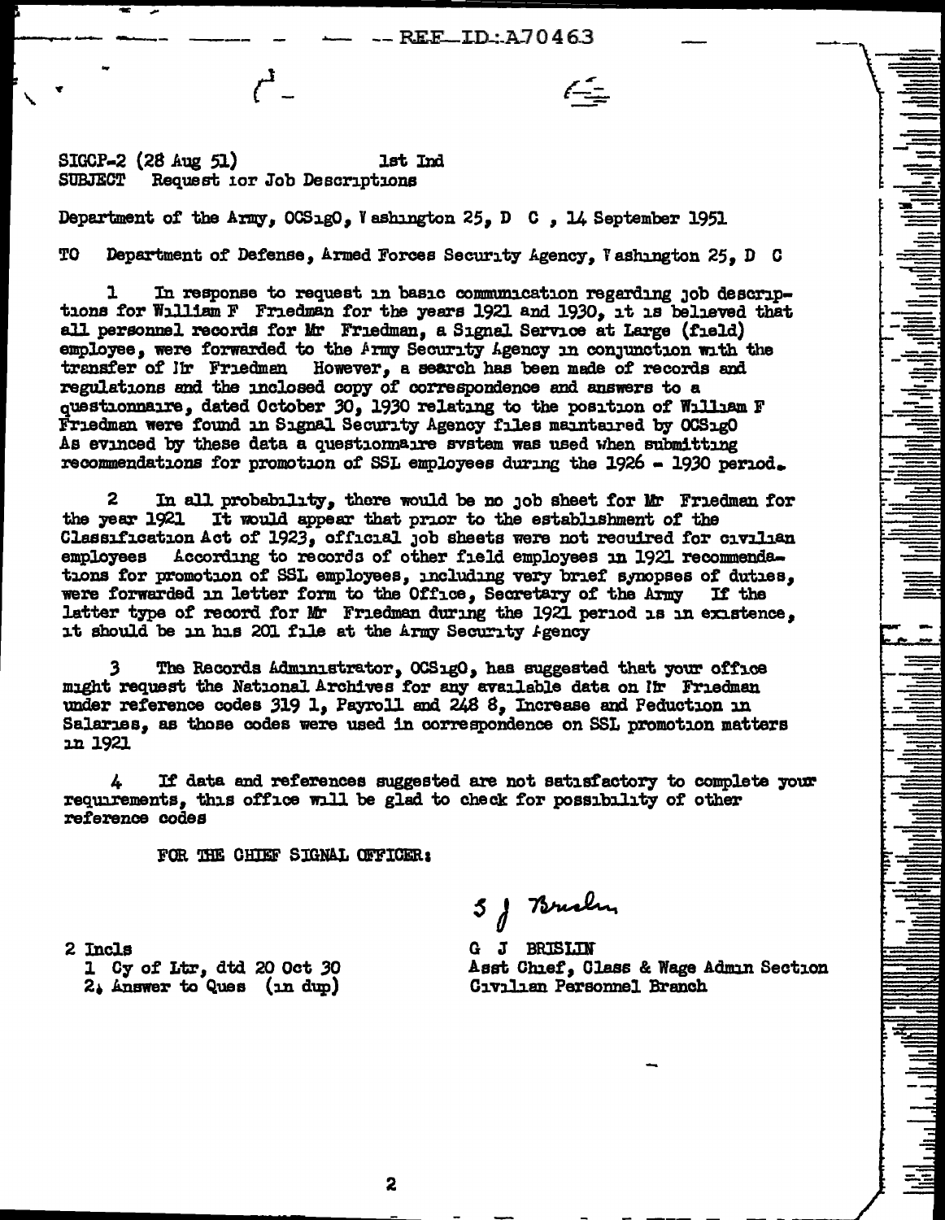REF ID:A70463

SIGCP-2 (28 Aug 51) 1st Ind
SUBJECT Request for Job Descriptions

Department of the Army, OCSigO, Washington 25, D C , 14 September 1951

TO Department of Defense, Armed Forces Security Agency, Washington 25, D C

1 In response to request in basic communication regarding job descriptions for William F Friedman for the years 1921 and 1930, it is believed that all personnel records for Mr Friedman, a Signal Service at Large (field) employee, were forwarded to the Army Security Agency in conjunction with the transfer of Mr Friedman However, a search has been made of records and regulations and the inclosed copy of correspondence and answers to a questionnaire, dated October 30, 1930 relating to the position of William F Friedman were found in Signal Security Agency files maintained by OCSigO As evinced by these data a questionnaire system was used when submitting recommendations for promotion of SSL employees during the 1926 - 1930 period.

2 In all probability, there would be no job sheet for Mr Friedman for the year 1921 It would appear that prior to the establishment of the Classification Act of 1923, official job sheets were not required for civilian employees According to records of other field employees in 1921 recommendations for promotion of SSL employees, including very brief synopses of duties, were forwarded in letter form to the Office, Secretary of the Army If the latter type of record for Mr Friedman during the 1921 period is in existence, it should be in his 201 file at the Army Security Agency

3 The Records Administrator, OCSigO, has suggested that your office might request the National Archives for any available data on Mr Friedman under reference codes 319 1, Payroll and 248 8, Increase and Reduction in Salaries, as those codes were used in correspondence on SSL promotion matters in 1921

4 If data and references suggested are not satisfactory to complete your requirements, this office will be glad to check for possibility of other reference codes

FOR THE CHIEF SIGNAL OFFICER:

S J Brislin

G J BRISLIN
Asst Chief, Class & Wage Admin Section
Civilian Personnel Branch

2 Incls
1 Cy of Ltr, dtd 20 Oct 30
2. Answer to Ques (in dup)